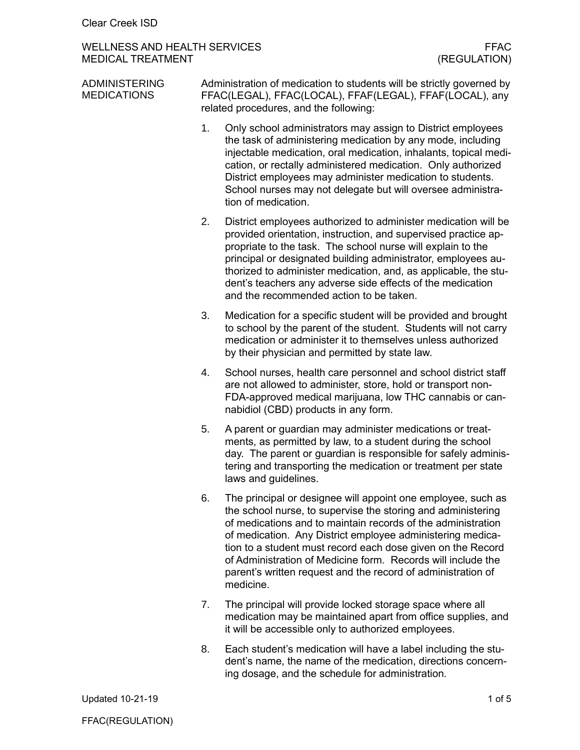# WELLNESS AND HEALTH SERVICES
## MEDICAL TREATMENT

FFAC (REGULATION)

### ADMINISTERING MEDICATIONS

Administration of medication to students will be strictly governed by FFAC(LEGAL), FFAC(LOCAL), FFAF(LEGAL), FFAF(LOCAL), any related procedures, and the following:

1. Only school administrators may assign to District employees the task of administering medication by any mode, including injectable medication, oral medication, inhalants, topical medication, or rectally administered medication. Only authorized District employees may administer medication to students. School nurses may not delegate but will oversee administration of medication.
2. District employees authorized to administer medication will be provided orientation, instruction, and supervised practice appropriate to the task. The school nurse will explain to the principal or designated building administrator, employees authorized to administer medication, and, as applicable, the student's teachers any adverse side effects of the medication and the recommended action to be taken.
3. Medication for a specific student will be provided and brought to school by the parent of the student. Students will not carry medication or administer it to themselves unless authorized by their physician and permitted by state law.
4. School nurses, health care personnel and school district staff are not allowed to administer, store, hold or transport non-FDA-approved medical marijuana, low THC cannabis or cannabidiol (CBD) products in any form.
5. A parent or guardian may administer medications or treatments, as permitted by law, to a student during the school day. The parent or guardian is responsible for safely administering and transporting the medication or treatment per state laws and guidelines.
6. The principal or designee will appoint one employee, such as the school nurse, to supervise the storing and administering of medications and to maintain records of the administration of medication. Any District employee administering medication to a student must record each dose given on the Record of Administration of Medicine form. Records will include the parent's written request and the record of administration of medicine.
7. The principal will provide locked storage space where all medication may be maintained apart from office supplies, and it will be accessible only to authorized employees.
8. Each student's medication will have a label including the student's name, the name of the medication, directions concerning dosage, and the schedule for administration.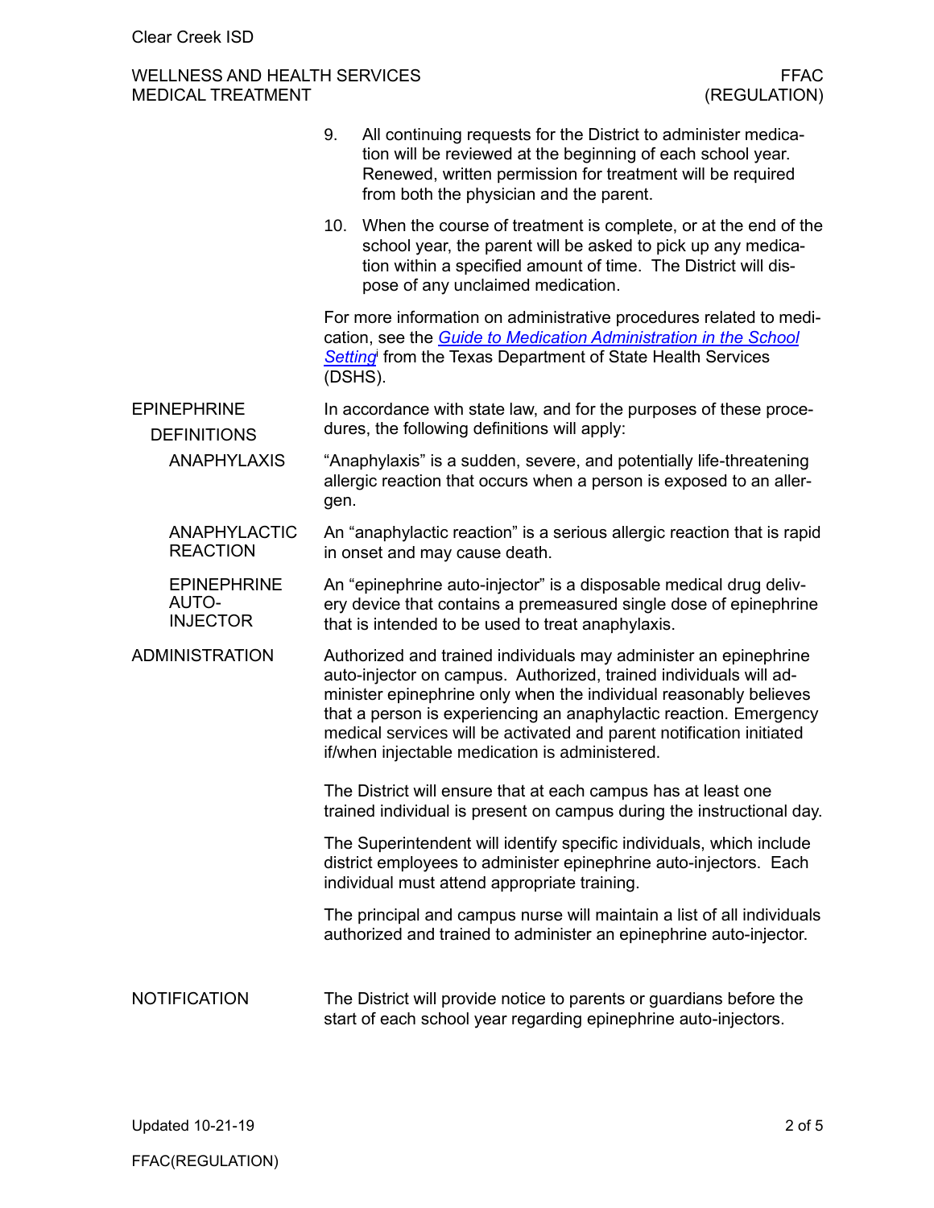9. All continuing requests for the District to administer medication will be reviewed at the beginning of each school year. Renewed, written permission for treatment will be required from both the physician and the parent.

10. When the course of treatment is complete, or at the end of the school year, the parent will be asked to pick up any medication within a specified amount of time. The District will dispose of any unclaimed medication.

For more information on administrative procedures related to medication, see the *Guide to Medication Administration in the School Setting*[i] from the Texas Department of State Health Services (DSHS).

## EPINEPHRINE

### DEFINITIONS

In accordance with state law, and for the purposes of these procedures, the following definitions will apply:

#### ANAPHYLAXIS

"Anaphylaxis" is a sudden, severe, and potentially life-threatening allergic reaction that occurs when a person is exposed to an allergen.

#### ANAPHYLACTIC REACTION

An "anaphylactic reaction" is a serious allergic reaction that is rapid in onset and may cause death.

#### EPINEPHRINE AUTO-INJECTOR

An "epinephrine auto-injector" is a disposable medical drug delivery device that contains a premeasured single dose of epinephrine that is intended to be used to treat anaphylaxis.

## ADMINISTRATION

Authorized and trained individuals may administer an epinephrine auto-injector on campus. Authorized, trained individuals will administer epinephrine only when the individual reasonably believes that a person is experiencing an anaphylactic reaction. Emergency medical services will be activated and parent notification initiated if/when injectable medication is administered.

The District will ensure that at each campus has at least one trained individual is present on campus during the instructional day.

The Superintendent will identify specific individuals, which include district employees to administer epinephrine auto-injectors. Each individual must attend appropriate training.

The principal and campus nurse will maintain a list of all individuals authorized and trained to administer an epinephrine auto-injector.

## NOTIFICATION

The District will provide notice to parents or guardians before the start of each school year regarding epinephrine auto-injectors.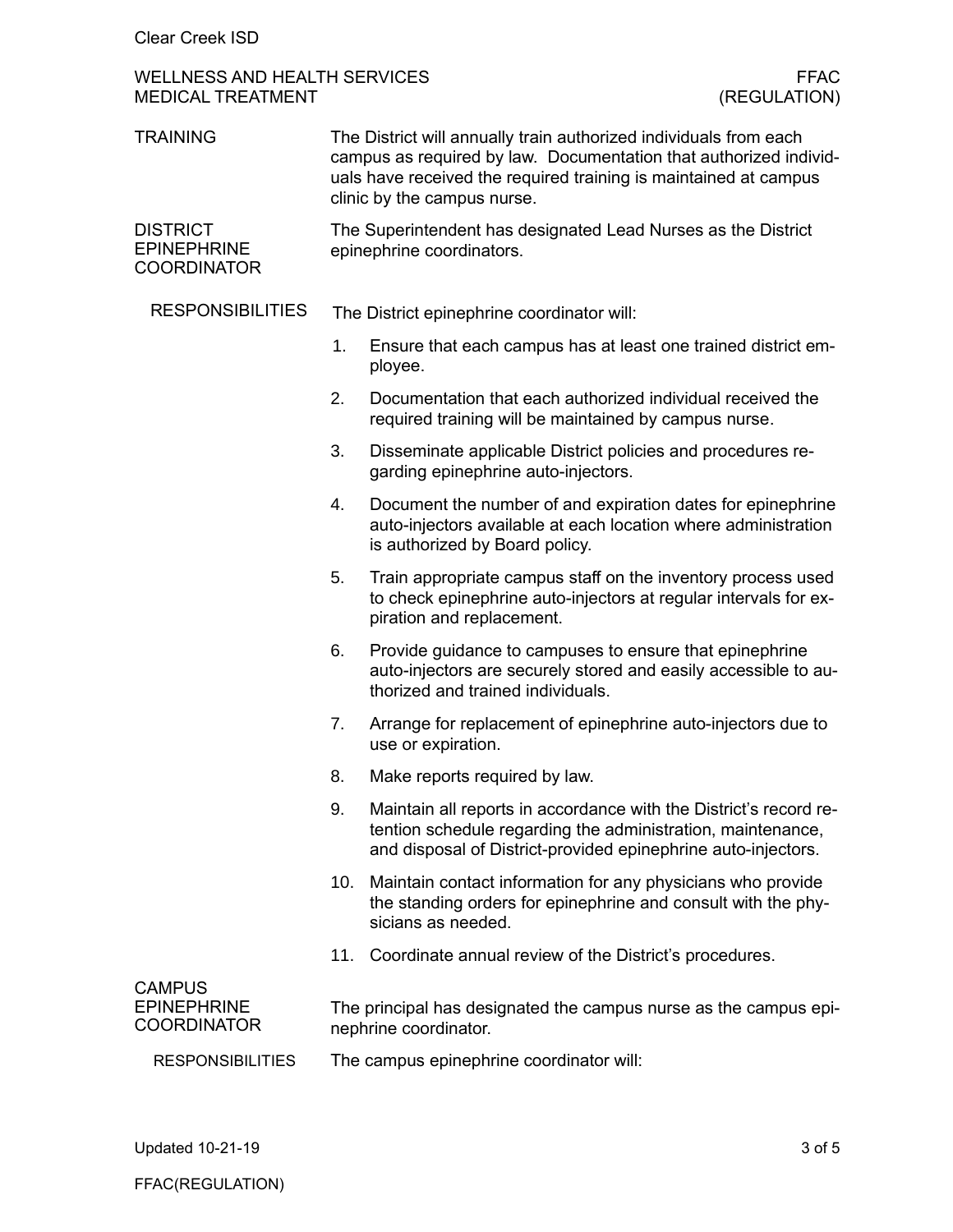## TRAINING

The District will annually train authorized individuals from each campus as required by law. Documentation that authorized individuals have received the required training is maintained at campus clinic by the campus nurse.

## DISTRICT EPINEPHRINE COORDINATOR

The Superintendent has designated Lead Nurses as the District epinephrine coordinators.

### RESPONSIBILITIES

The District epinephrine coordinator will:

1. Ensure that each campus has at least one trained district employee.
2. Documentation that each authorized individual received the required training will be maintained by campus nurse.
3. Disseminate applicable District policies and procedures regarding epinephrine auto-injectors.
4. Document the number of and expiration dates for epinephrine auto-injectors available at each location where administration is authorized by Board policy.
5. Train appropriate campus staff on the inventory process used to check epinephrine auto-injectors at regular intervals for expiration and replacement.
6. Provide guidance to campuses to ensure that epinephrine auto-injectors are securely stored and easily accessible to authorized and trained individuals.
7. Arrange for replacement of epinephrine auto-injectors due to use or expiration.
8. Make reports required by law.
9. Maintain all reports in accordance with the District's record retention schedule regarding the administration, maintenance, and disposal of District-provided epinephrine auto-injectors.
10. Maintain contact information for any physicians who provide the standing orders for epinephrine and consult with the physicians as needed.
11. Coordinate annual review of the District's procedures.

## CAMPUS EPINEPHRINE COORDINATOR

The principal has designated the campus nurse as the campus epinephrine coordinator.

### RESPONSIBILITIES

The campus epinephrine coordinator will: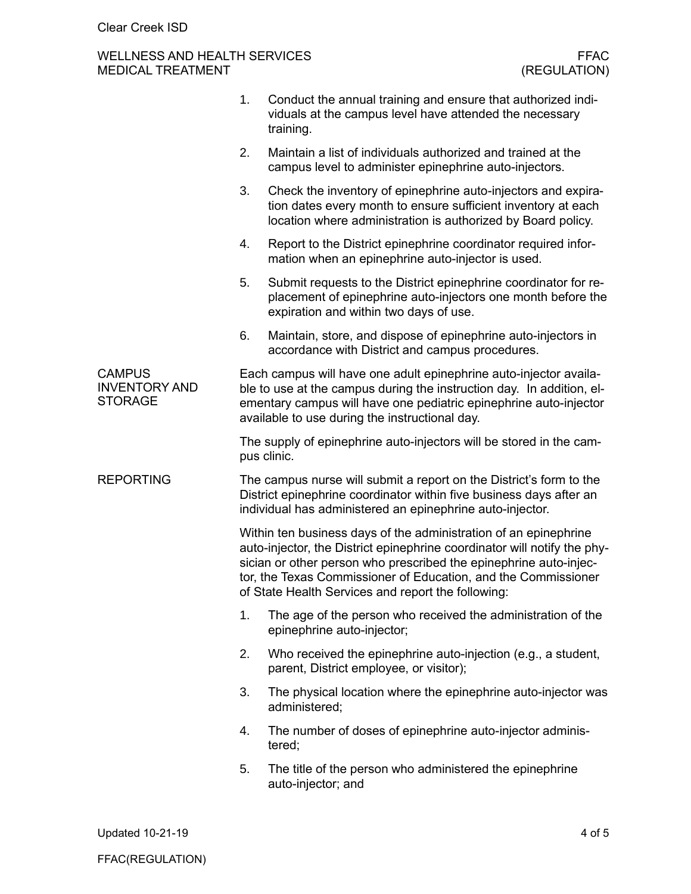1. Conduct the annual training and ensure that authorized individuals at the campus level have attended the necessary training.
2. Maintain a list of individuals authorized and trained at the campus level to administer epinephrine auto-injectors.
3. Check the inventory of epinephrine auto-injectors and expiration dates every month to ensure sufficient inventory at each location where administration is authorized by Board policy.
4. Report to the District epinephrine coordinator required information when an epinephrine auto-injector is used.
5. Submit requests to the District epinephrine coordinator for replacement of epinephrine auto-injectors one month before the expiration and within two days of use.
6. Maintain, store, and dispose of epinephrine auto-injectors in accordance with District and campus procedures.

## CAMPUS INVENTORY AND STORAGE

Each campus will have one adult epinephrine auto-injector available to use at the campus during the instruction day. In addition, elementary campus will have one pediatric epinephrine auto-injector available to use during the instructional day.

The supply of epinephrine auto-injectors will be stored in the campus clinic.

## REPORTING

The campus nurse will submit a report on the District's form to the District epinephrine coordinator within five business days after an individual has administered an epinephrine auto-injector.

Within ten business days of the administration of an epinephrine auto-injector, the District epinephrine coordinator will notify the physician or other person who prescribed the epinephrine auto-injector, the Texas Commissioner of Education, and the Commissioner of State Health Services and report the following:

1. The age of the person who received the administration of the epinephrine auto-injector;
2. Who received the epinephrine auto-injection (e.g., a student, parent, District employee, or visitor);
3. The physical location where the epinephrine auto-injector was administered;
4. The number of doses of epinephrine auto-injector administered;
5. The title of the person who administered the epinephrine auto-injector; and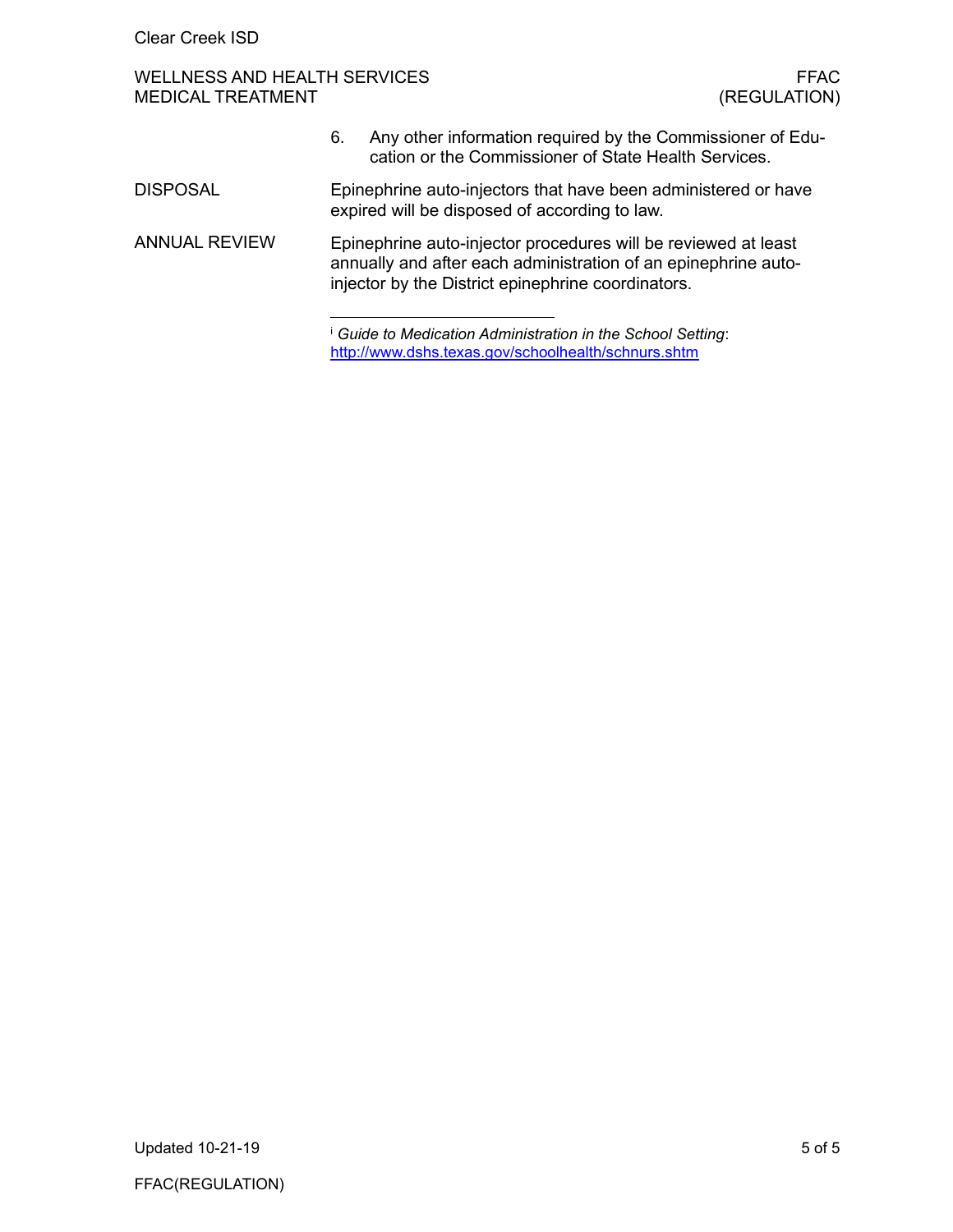6. Any other information required by the Commissioner of Education or the Commissioner of State Health Services.

## DISPOSAL

Epinephrine auto-injectors that have been administered or have expired will be disposed of according to law.

## ANNUAL REVIEW

Epinephrine auto-injector procedures will be reviewed at least annually and after each administration of an epinephrine auto-injector by the District epinephrine coordinators.

---

[i] *Guide to Medication Administration in the School Setting*: http://www.dshs.texas.gov/schoolhealth/schnurs.shtm